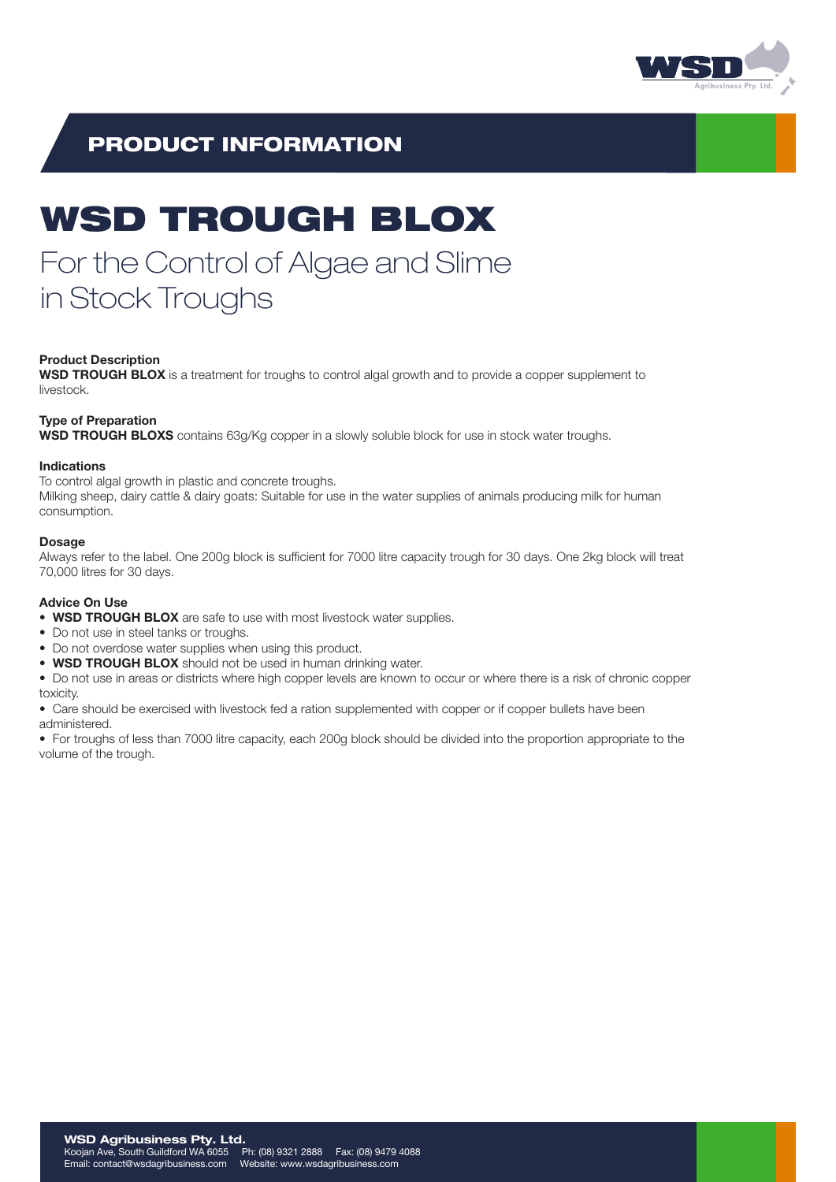## PRODUCT INFORMATION

# WSD TROUGH BLOX

For the Control of Algae and Slime in Stock Troughs

**Product Description**
**WSD TROUGH BLOX** is a treatment for troughs to control algal growth and to provide a copper supplement to livestock.

**Type of Preparation**
**WSD TROUGH BLOXS** contains 63g/Kg copper in a slowly soluble block for use in stock water troughs.

**Indications**
To control algal growth in plastic and concrete troughs.
Milking sheep, dairy cattle & dairy goats: Suitable for use in the water supplies of animals producing milk for human consumption.

**Dosage**
Always refer to the label. One 200g block is sufficient for 7000 litre capacity trough for 30 days. One 2kg block will treat 70,000 litres for 30 days.

**Advice On Use**

- **WSD TROUGH BLOX** are safe to use with most livestock water supplies.
- Do not use in steel tanks or troughs.
- Do not overdose water supplies when using this product.
- **WSD TROUGH BLOX** should not be used in human drinking water.
- Do not use in areas or districts where high copper levels are known to occur or where there is a risk of chronic copper toxicity.
- Care should be exercised with livestock fed a ration supplemented with copper or if copper bullets have been administered.
- For troughs of less than 7000 litre capacity, each 200g block should be divided into the proportion appropriate to the volume of the trough.

**WSD Agribusiness Pty. Ltd.**
Koojan Ave, South Guildford WA 6055 Ph: (08) 9321 2888 Fax: (08) 9479 4088
Email: contact@wsdagribusiness.com Website: www.wsdagribusiness.com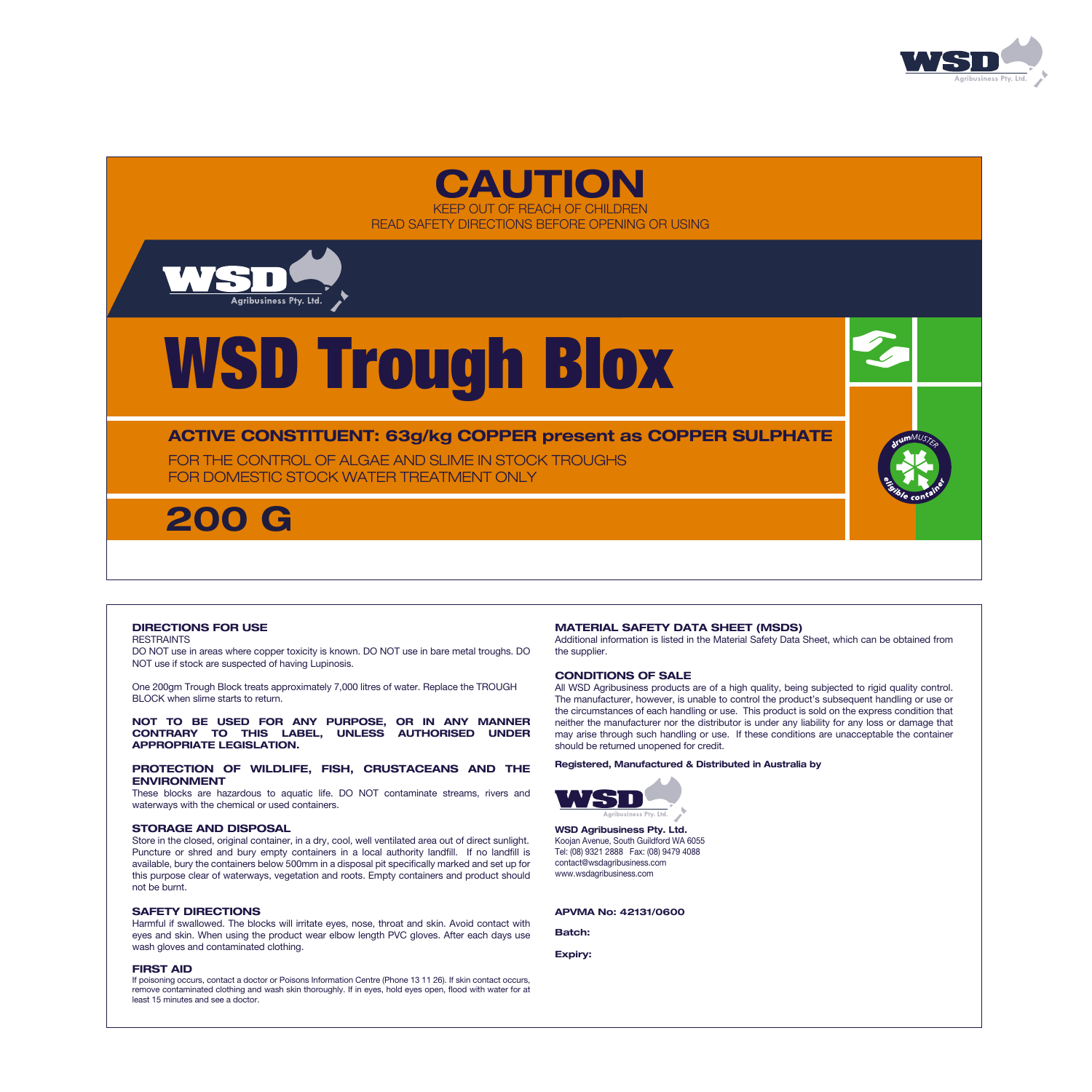WSD Agribusiness Pty. Ltd.

# CAUTION

KEEP OUT OF REACH OF CHILDREN

READ SAFETY DIRECTIONS BEFORE OPENING OR USING

WSD Agribusiness Pty. Ltd.

# WSD Trough Blox

**ACTIVE CONSTITUENT: 63g/kg COPPER present as COPPER SULPHATE**

FOR THE CONTROL OF ALGAE AND SLIME IN STOCK TROUGHS

FOR DOMESTIC STOCK WATER TREATMENT ONLY

## 200 G

drumMUSTER eligible container

### DIRECTIONS FOR USE

RESTRAINTS

DO NOT use in areas where copper toxicity is known. DO NOT use in bare metal troughs. DO NOT use if stock are suspected of having Lupinosis.

One 200gm Trough Block treats approximately 7,000 litres of water. Replace the TROUGH BLOCK when slime starts to return.

**NOT TO BE USED FOR ANY PURPOSE, OR IN ANY MANNER CONTRARY TO THIS LABEL, UNLESS AUTHORISED UNDER APPROPRIATE LEGISLATION.**

### PROTECTION OF WILDLIFE, FISH, CRUSTACEANS AND THE ENVIRONMENT

These blocks are hazardous to aquatic life. DO NOT contaminate streams, rivers and waterways with the chemical or used containers.

### STORAGE AND DISPOSAL

Store in the closed, original container, in a dry, cool, well ventilated area out of direct sunlight. Puncture or shred and bury empty containers in a local authority landfill. If no landfill is available, bury the containers below 500mm in a disposal pit specifically marked and set up for this purpose clear of waterways, vegetation and roots. Empty containers and product should not be burnt.

### SAFETY DIRECTIONS

Harmful if swallowed. The blocks will irritate eyes, nose, throat and skin. Avoid contact with eyes and skin. When using the product wear elbow length PVC gloves. After each days use wash gloves and contaminated clothing.

### FIRST AID

If poisoning occurs, contact a doctor or Poisons Information Centre (Phone 13 11 26). If skin contact occurs, remove contaminated clothing and wash skin thoroughly. If in eyes, hold eyes open, flood with water for at least 15 minutes and see a doctor.

### MATERIAL SAFETY DATA SHEET (MSDS)

Additional information is listed in the Material Safety Data Sheet, which can be obtained from the supplier.

### CONDITIONS OF SALE

All WSD Agribusiness products are of a high quality, being subjected to rigid quality control. The manufacturer, however, is unable to control the product's subsequent handling or use or the circumstances of each handling or use. This product is sold on the express condition that neither the manufacturer nor the distributor is under any liability for any loss or damage that may arise through such handling or use. If these conditions are unacceptable the container should be returned unopened for credit.

**Registered, Manufactured & Distributed in Australia by**

WSD Agribusiness Pty. Ltd.

**WSD Agribusiness Pty. Ltd.**

Koojan Avenue, South Guildford WA 6055

Tel: (08) 9321 2888 Fax: (08) 9479 4088

contact@wsdagribusiness.com

www.wsdagribusiness.com

**APVMA No: 42131/0600**

**Batch:**

**Expiry:**